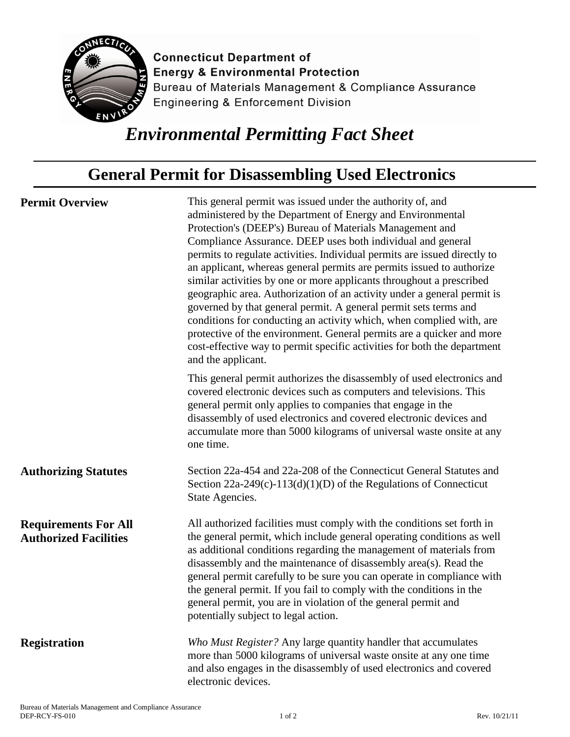Connecticut Department of
Energy & Environmental Protection
Bureau of Materials Management & Compliance Assurance
Engineering & Enforcement Division

# *Environmental Permitting Fact Sheet*

## General Permit for Disassembling Used Electronics

**Permit Overview**

This general permit was issued under the authority of, and administered by the Department of Energy and Environmental Protection's (DEEP's) Bureau of Materials Management and Compliance Assurance. DEEP uses both individual and general permits to regulate activities. Individual permits are issued directly to an applicant, whereas general permits are permits issued to authorize similar activities by one or more applicants throughout a prescribed geographic area. Authorization of an activity under a general permit is governed by that general permit. A general permit sets terms and conditions for conducting an activity which, when complied with, are protective of the environment. General permits are a quicker and more cost-effective way to permit specific activities for both the department and the applicant.

This general permit authorizes the disassembly of used electronics and covered electronic devices such as computers and televisions. This general permit only applies to companies that engage in the disassembly of used electronics and covered electronic devices and accumulate more than 5000 kilograms of universal waste onsite at any one time.

**Authorizing Statutes**

Section 22a-454 and 22a-208 of the Connecticut General Statutes and Section 22a-249(c)-113(d)(1)(D) of the Regulations of Connecticut State Agencies.

**Requirements For All Authorized Facilities**

All authorized facilities must comply with the conditions set forth in the general permit, which include general operating conditions as well as additional conditions regarding the management of materials from disassembly and the maintenance of disassembly area(s). Read the general permit carefully to be sure you can operate in compliance with the general permit. If you fail to comply with the conditions in the general permit, you are in violation of the general permit and potentially subject to legal action.

**Registration**

*Who Must Register?* Any large quantity handler that accumulates more than 5000 kilograms of universal waste onsite at any one time and also engages in the disassembly of used electronics and covered electronic devices.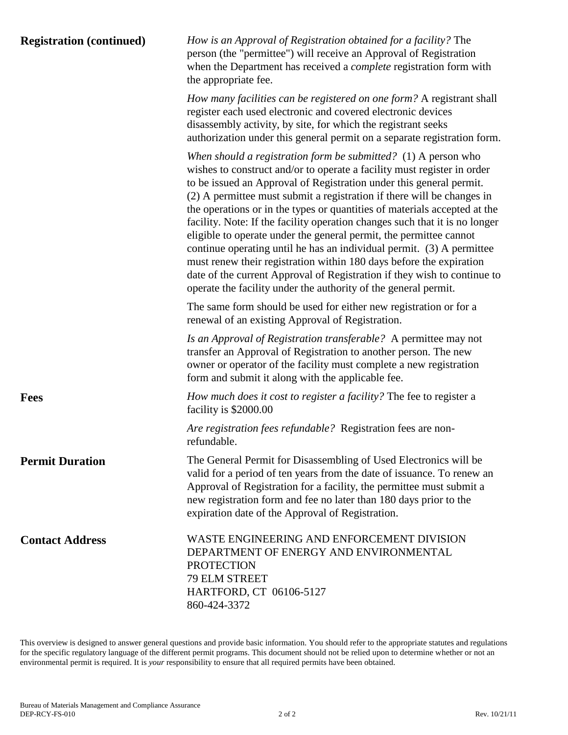## Registration (continued)

*How is an Approval of Registration obtained for a facility?* The person (the "permittee") will receive an Approval of Registration when the Department has received a *complete* registration form with the appropriate fee.

*How many facilities can be registered on one form?* A registrant shall register each used electronic and covered electronic devices disassembly activity, by site, for which the registrant seeks authorization under this general permit on a separate registration form.

*When should a registration form be submitted?* (1) A person who wishes to construct and/or to operate a facility must register in order to be issued an Approval of Registration under this general permit. (2) A permittee must submit a registration if there will be changes in the operations or in the types or quantities of materials accepted at the facility. Note: If the facility operation changes such that it is no longer eligible to operate under the general permit, the permittee cannot continue operating until he has an individual permit. (3) A permittee must renew their registration within 180 days before the expiration date of the current Approval of Registration if they wish to continue to operate the facility under the authority of the general permit.

The same form should be used for either new registration or for a renewal of an existing Approval of Registration.

*Is an Approval of Registration transferable?* A permittee may not transfer an Approval of Registration to another person. The new owner or operator of the facility must complete a new registration form and submit it along with the applicable fee.

## Fees

*How much does it cost to register a facility?* The fee to register a facility is $2000.00

*Are registration fees refundable?* Registration fees are non-refundable.

## Permit Duration

The General Permit for Disassembling of Used Electronics will be valid for a period of ten years from the date of issuance. To renew an Approval of Registration for a facility, the permittee must submit a new registration form and fee no later than 180 days prior to the expiration date of the Approval of Registration.

## Contact Address

WASTE ENGINEERING AND ENFORCEMENT DIVISION
DEPARTMENT OF ENERGY AND ENVIRONMENTAL PROTECTION
79 ELM STREET
HARTFORD, CT 06106-5127
860-424-3372

This overview is designed to answer general questions and provide basic information. You should refer to the appropriate statutes and regulations for the specific regulatory language of the different permit programs. This document should not be relied upon to determine whether or not an environmental permit is required. It is *your* responsibility to ensure that all required permits have been obtained.

Bureau of Materials Management and Compliance Assurance
DEP-RCY-FS-010 Rev. 10/21/11